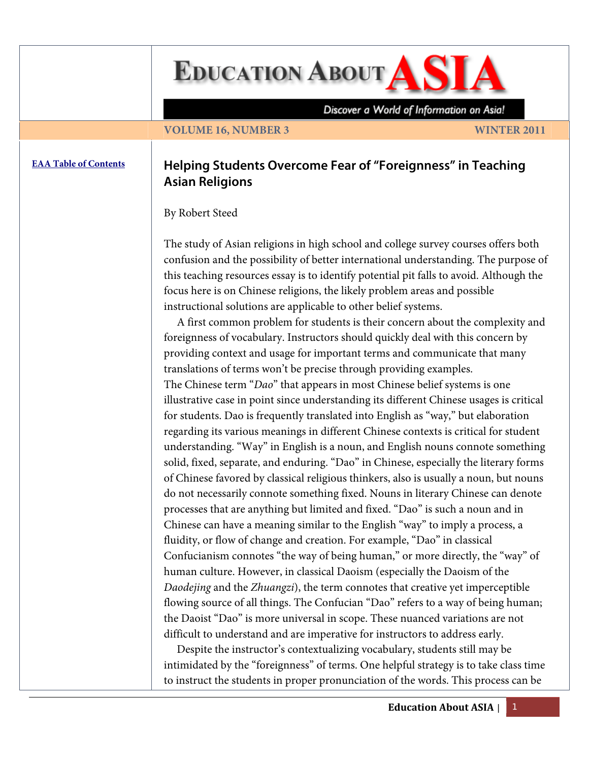# Helping Students Overcome Fear of "Foreignness" in Teaching Asian Religions

By Robert Steed

The study of Asian religions in high school and college survey courses offers both confusion and the possibility of better international understanding. The purpose of this teaching resources essay is to identify potential pit falls to avoid. Although the focus here is on Chinese religions, the likely problem areas and possible instructional solutions are applicable to other belief systems.

A first common problem for students is their concern about the complexity and foreignness of vocabulary. Instructors should quickly deal with this concern by providing context and usage for important terms and communicate that many translations of terms won't be precise through providing examples.

The Chinese term "*Dao*" that appears in most Chinese belief systems is one illustrative case in point since understanding its different Chinese usages is critical for students. Dao is frequently translated into English as "way," but elaboration regarding its various meanings in different Chinese contexts is critical for student understanding. "Way" in English is a noun, and English nouns connote something solid, fixed, separate, and enduring. "Dao" in Chinese, especially the literary forms of Chinese favored by classical religious thinkers, also is usually a noun, but nouns do not necessarily connote something fixed. Nouns in literary Chinese can denote processes that are anything but limited and fixed. "Dao" is such a noun and in Chinese can have a meaning similar to the English "way" to imply a process, a fluidity, or flow of change and creation. For example, "Dao" in classical Confucianism connotes "the way of being human," or more directly, the "way" of human culture. However, in classical Daoism (especially the Daoism of the *Daodejing* and the *Zhuangzi*), the term connotes that creative yet imperceptible flowing source of all things. The Confucian "Dao" refers to a way of being human; the Daoist "Dao" is more universal in scope. These nuanced variations are not difficult to understand and are imperative for instructors to address early.

Despite the instructor's contextualizing vocabulary, students still may be intimidated by the "foreignness" of terms. One helpful strategy is to take class time to instruct the students in proper pronunciation of the words. This process can be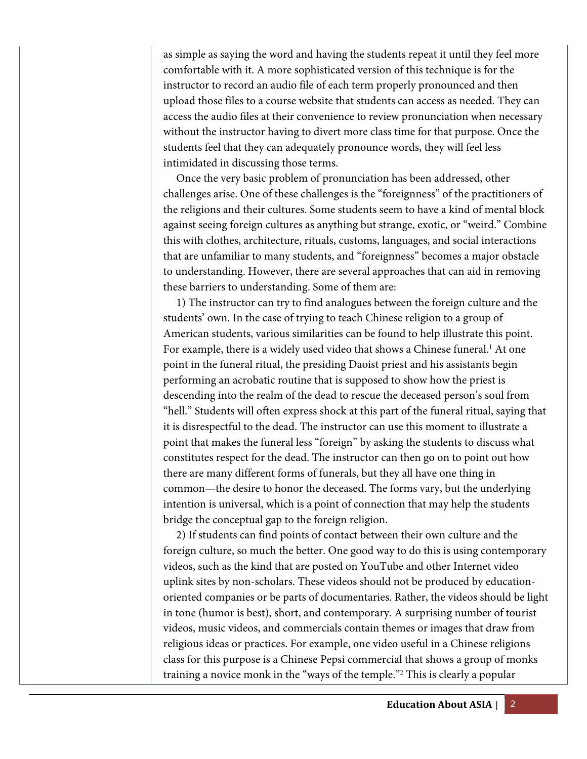as simple as saying the word and having the students repeat it until they feel more comfortable with it. A more sophisticated version of this technique is for the instructor to record an audio file of each term properly pronounced and then upload those files to a course website that students can access as needed. They can access the audio files at their convenience to review pronunciation when necessary without the instructor having to divert more class time for that purpose. Once the students feel that they can adequately pronounce words, they will feel less intimidated in discussing those terms.

Once the very basic problem of pronunciation has been addressed, other challenges arise. One of these challenges is the "foreignness" of the practitioners of the religions and their cultures. Some students seem to have a kind of mental block against seeing foreign cultures as anything but strange, exotic, or "weird." Combine this with clothes, architecture, rituals, customs, languages, and social interactions that are unfamiliar to many students, and "foreignness" becomes a major obstacle to understanding. However, there are several approaches that can aid in removing these barriers to understanding. Some of them are:

1) The instructor can try to find analogues between the foreign culture and the students' own. In the case of trying to teach Chinese religion to a group of American students, various similarities can be found to help illustrate this point. For example, there is a widely used video that shows a Chinese funeral.[1] At one point in the funeral ritual, the presiding Daoist priest and his assistants begin performing an acrobatic routine that is supposed to show how the priest is descending into the realm of the dead to rescue the deceased person's soul from "hell." Students will often express shock at this part of the funeral ritual, saying that it is disrespectful to the dead. The instructor can use this moment to illustrate a point that makes the funeral less "foreign" by asking the students to discuss what constitutes respect for the dead. The instructor can then go on to point out how there are many different forms of funerals, but they all have one thing in common—the desire to honor the deceased. The forms vary, but the underlying intention is universal, which is a point of connection that may help the students bridge the conceptual gap to the foreign religion.

2) If students can find points of contact between their own culture and the foreign culture, so much the better. One good way to do this is using contemporary videos, such as the kind that are posted on YouTube and other Internet video uplink sites by non-scholars. These videos should not be produced by education-oriented companies or be parts of documentaries. Rather, the videos should be light in tone (humor is best), short, and contemporary. A surprising number of tourist videos, music videos, and commercials contain themes or images that draw from religious ideas or practices. For example, one video useful in a Chinese religions class for this purpose is a Chinese Pepsi commercial that shows a group of monks training a novice monk in the "ways of the temple."[2] This is clearly a popular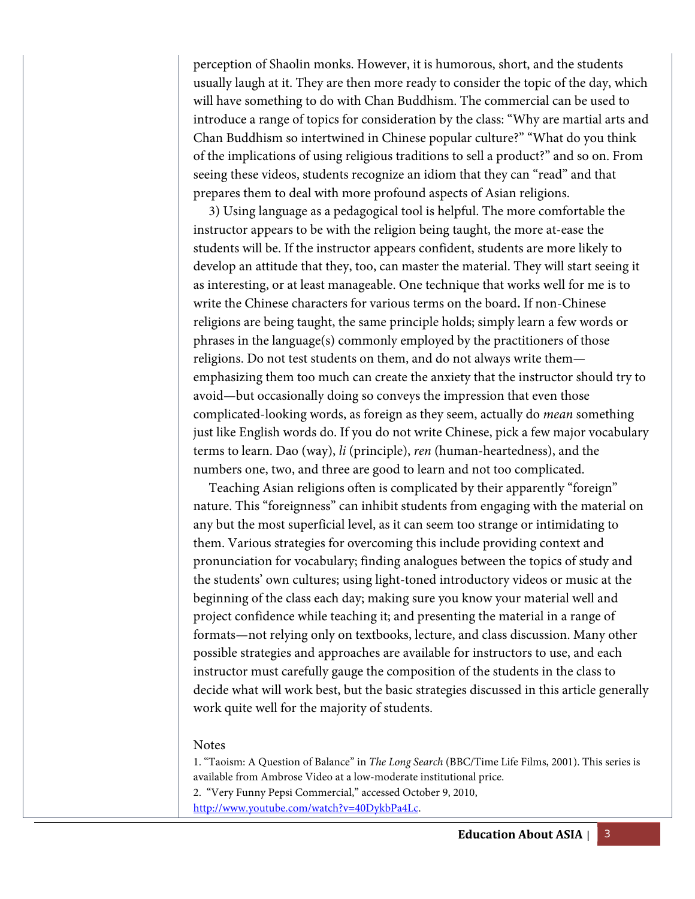perception of Shaolin monks. However, it is humorous, short, and the students usually laugh at it. They are then more ready to consider the topic of the day, which will have something to do with Chan Buddhism. The commercial can be used to introduce a range of topics for consideration by the class: "Why are martial arts and Chan Buddhism so intertwined in Chinese popular culture?" "What do you think of the implications of using religious traditions to sell a product?" and so on. From seeing these videos, students recognize an idiom that they can "read" and that prepares them to deal with more profound aspects of Asian religions.

3) Using language as a pedagogical tool is helpful. The more comfortable the instructor appears to be with the religion being taught, the more at-ease the students will be. If the instructor appears confident, students are more likely to develop an attitude that they, too, can master the material. They will start seeing it as interesting, or at least manageable. One technique that works well for me is to write the Chinese characters for various terms on the board**.** If non-Chinese religions are being taught, the same principle holds; simply learn a few words or phrases in the language(s) commonly employed by the practitioners of those religions. Do not test students on them, and do not always write them—emphasizing them too much can create the anxiety that the instructor should try to avoid—but occasionally doing so conveys the impression that even those complicated-looking words, as foreign as they seem, actually do *mean* something just like English words do. If you do not write Chinese, pick a few major vocabulary terms to learn. Dao (way), *li* (principle), *ren* (human-heartedness), and the numbers one, two, and three are good to learn and not too complicated.

Teaching Asian religions often is complicated by their apparently "foreign" nature. This "foreignness" can inhibit students from engaging with the material on any but the most superficial level, as it can seem too strange or intimidating to them. Various strategies for overcoming this include providing context and pronunciation for vocabulary; finding analogues between the topics of study and the students' own cultures; using light-toned introductory videos or music at the beginning of the class each day; making sure you know your material well and project confidence while teaching it; and presenting the material in a range of formats—not relying only on textbooks, lecture, and class discussion. Many other possible strategies and approaches are available for instructors to use, and each instructor must carefully gauge the composition of the students in the class to decide what will work best, but the basic strategies discussed in this article generally work quite well for the majority of students.

Notes

1. "Taoism: A Question of Balance" in *The Long Search* (BBC/Time Life Films, 2001). This series is available from Ambrose Video at a low-moderate institutional price.
2. "Very Funny Pepsi Commercial," accessed October 9, 2010, http://www.youtube.com/watch?v=40DykbPa4Lc.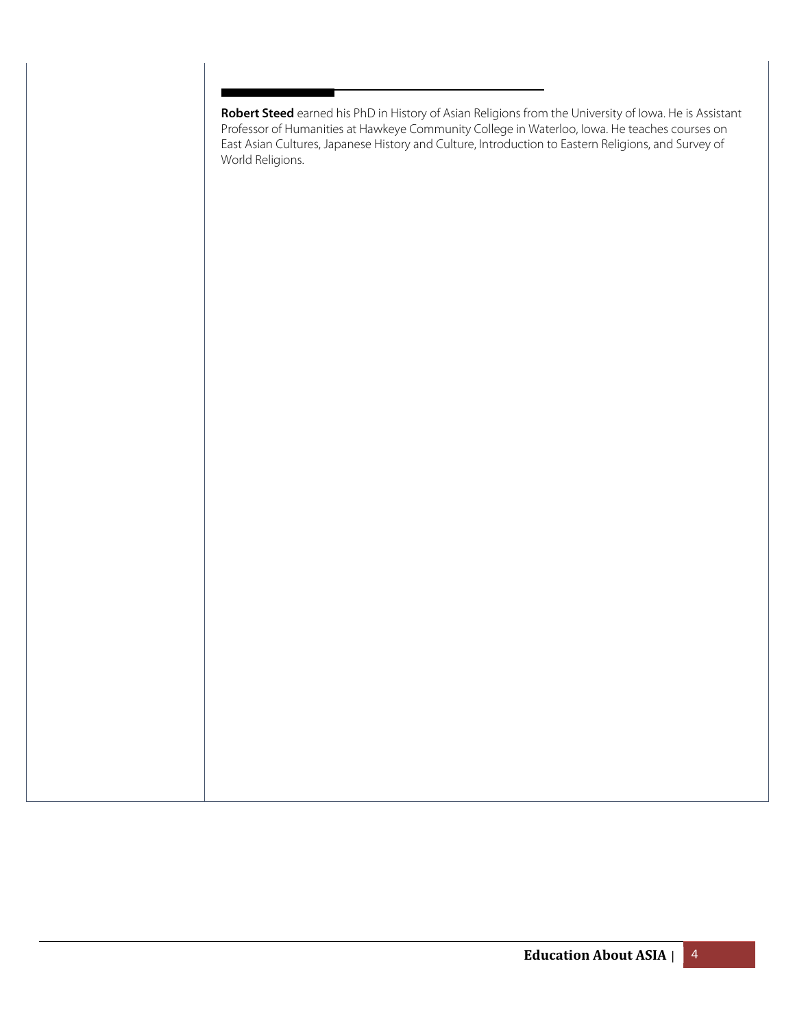**Robert Steed** earned his PhD in History of Asian Religions from the University of Iowa. He is Assistant Professor of Humanities at Hawkeye Community College in Waterloo, Iowa. He teaches courses on East Asian Cultures, Japanese History and Culture, Introduction to Eastern Religions, and Survey of World Religions.